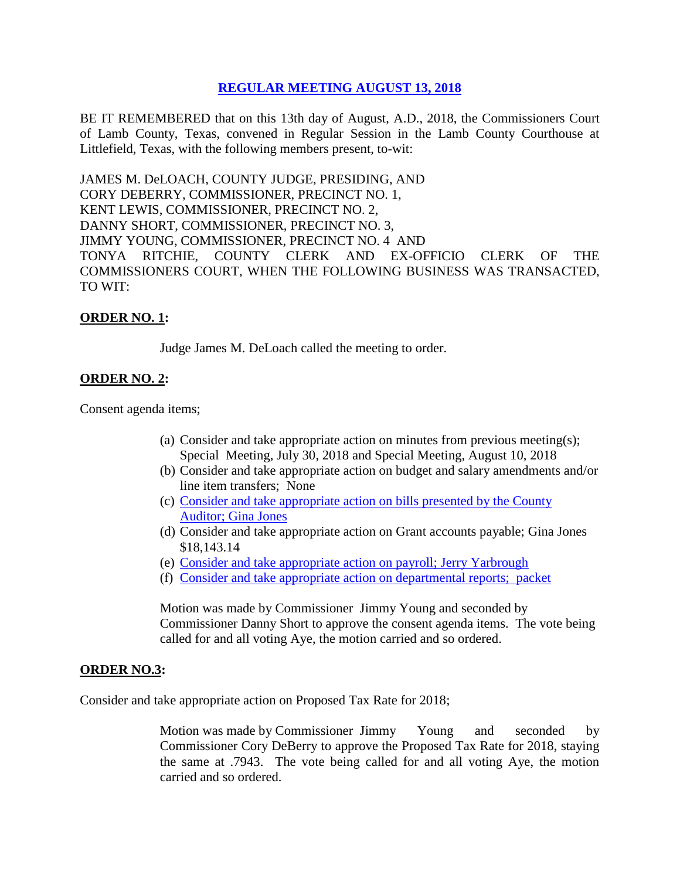# [REGULAR MEETING AUGUST 13, 2018]

BE IT REMEMBERED that on this 13th day of August, A.D., 2018, the Commissioners Court of Lamb County, Texas, convened in Regular Session in the Lamb County Courthouse at Littlefield, Texas, with the following members present, to-wit:

JAMES M. DeLOACH, COUNTY JUDGE, PRESIDING, AND
CORY DEBERRY, COMMISSIONER, PRECINCT NO. 1,
KENT LEWIS, COMMISSIONER, PRECINCT NO. 2,
DANNY SHORT, COMMISSIONER, PRECINCT NO. 3,
JIMMY YOUNG, COMMISSIONER, PRECINCT NO. 4 AND
TONYA RITCHIE, COUNTY CLERK AND EX-OFFICIO CLERK OF THE COMMISSIONERS COURT, WHEN THE FOLLOWING BUSINESS WAS TRANSACTED, TO WIT:

**ORDER NO. 1:**

Judge James M. DeLoach called the meeting to order.

**ORDER NO. 2:**

Consent agenda items;

(a) Consider and take appropriate action on minutes from previous meeting(s); Special Meeting, July 30, 2018 and Special Meeting, August 10, 2018
(b) Consider and take appropriate action on budget and salary amendments and/or line item transfers; None
(c) [Consider and take appropriate action on bills presented by the County Auditor; Gina Jones]
(d) Consider and take appropriate action on Grant accounts payable; Gina Jones $18,143.14
(e) [Consider and take appropriate action on payroll; Jerry Yarbrough]
(f) [Consider and take appropriate action on departmental reports; packet]

Motion was made by Commissioner Jimmy Young and seconded by Commissioner Danny Short to approve the consent agenda items. The vote being called for and all voting Aye, the motion carried and so ordered.

**ORDER NO.3:**

Consider and take appropriate action on Proposed Tax Rate for 2018;

Motion was made by Commissioner Jimmy Young and seconded by Commissioner Cory DeBerry to approve the Proposed Tax Rate for 2018, staying the same at .7943. The vote being called for and all voting Aye, the motion carried and so ordered.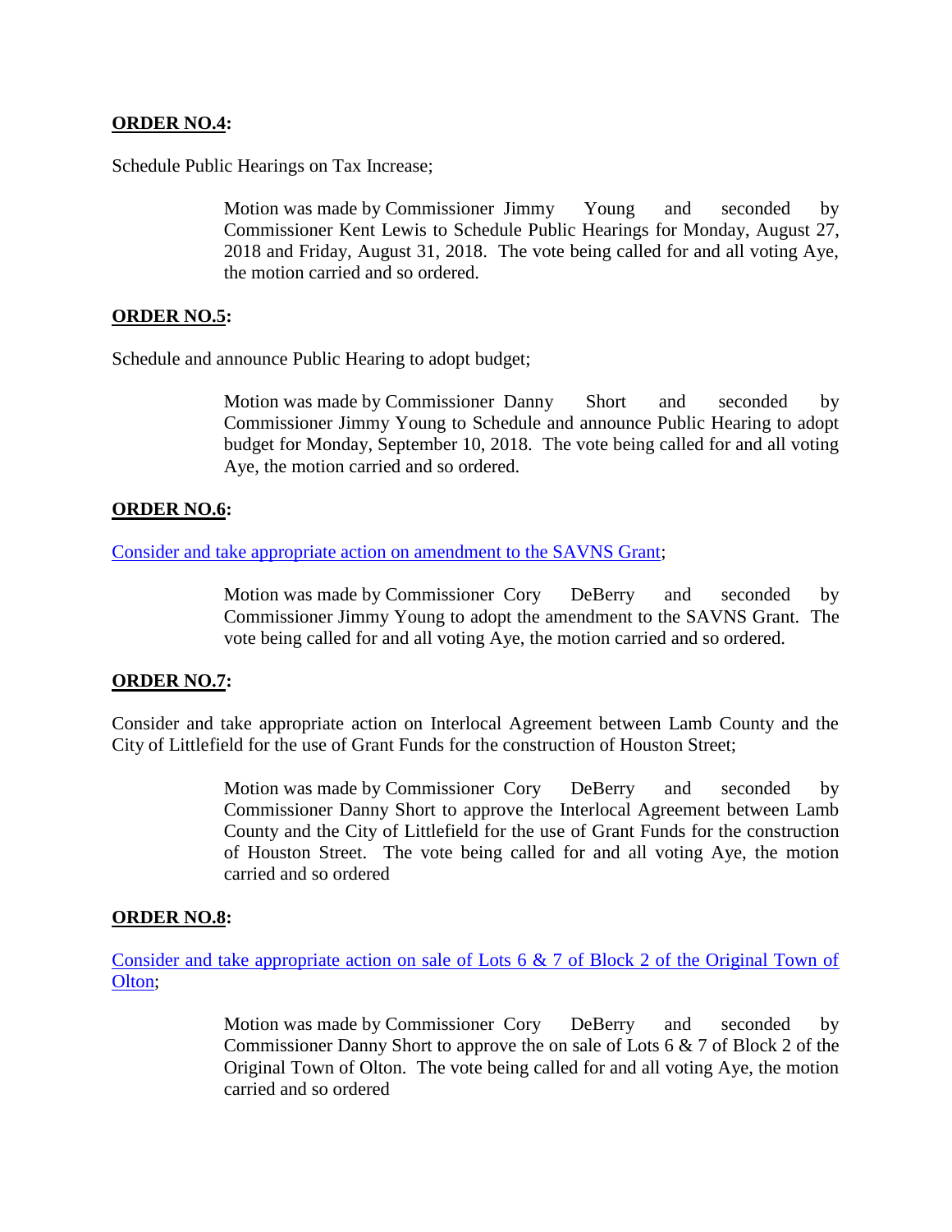**ORDER NO.4:**

Schedule Public Hearings on Tax Increase;

> Motion was made by Commissioner Jimmy Young and seconded by Commissioner Kent Lewis to Schedule Public Hearings for Monday, August 27, 2018 and Friday, August 31, 2018. The vote being called for and all voting Aye, the motion carried and so ordered.

**ORDER NO.5:**

Schedule and announce Public Hearing to adopt budget;

> Motion was made by Commissioner Danny Short and seconded by Commissioner Jimmy Young to Schedule and announce Public Hearing to adopt budget for Monday, September 10, 2018. The vote being called for and all voting Aye, the motion carried and so ordered.

**ORDER NO.6:**

Consider and take appropriate action on amendment to the SAVNS Grant;

> Motion was made by Commissioner Cory DeBerry and seconded by Commissioner Jimmy Young to adopt the amendment to the SAVNS Grant. The vote being called for and all voting Aye, the motion carried and so ordered.

**ORDER NO.7:**

Consider and take appropriate action on Interlocal Agreement between Lamb County and the City of Littlefield for the use of Grant Funds for the construction of Houston Street;

> Motion was made by Commissioner Cory DeBerry and seconded by Commissioner Danny Short to approve the Interlocal Agreement between Lamb County and the City of Littlefield for the use of Grant Funds for the construction of Houston Street. The vote being called for and all voting Aye, the motion carried and so ordered

**ORDER NO.8:**

Consider and take appropriate action on sale of Lots 6 & 7 of Block 2 of the Original Town of Olton;

> Motion was made by Commissioner Cory DeBerry and seconded by Commissioner Danny Short to approve the on sale of Lots 6 & 7 of Block 2 of the Original Town of Olton. The vote being called for and all voting Aye, the motion carried and so ordered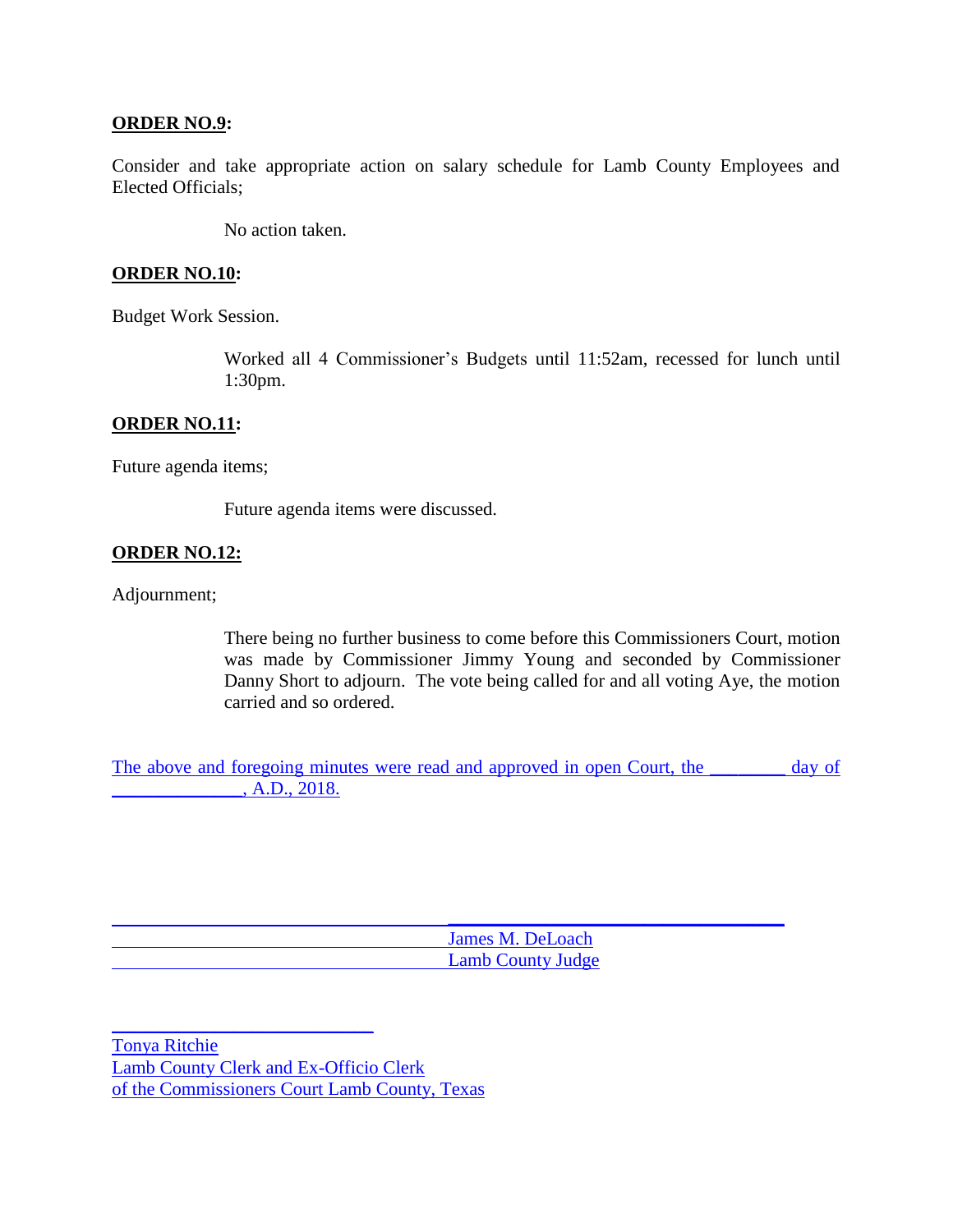**ORDER NO.9:**

Consider and take appropriate action on salary schedule for Lamb County Employees and Elected Officials;

No action taken.

**ORDER NO.10:**

Budget Work Session.

Worked all 4 Commissioner's Budgets until 11:52am, recessed for lunch until 1:30pm.

**ORDER NO.11:**

Future agenda items;

Future agenda items were discussed.

**ORDER NO.12:**

Adjournment;

There being no further business to come before this Commissioners Court, motion was made by Commissioner Jimmy Young and seconded by Commissioner Danny Short to adjourn. The vote being called for and all voting Aye, the motion carried and so ordered.

The above and foregoing minutes were read and approved in open Court, the _________ day of ______________, A.D., 2018.

_______________________________

James M. DeLoach
Lamb County Judge

_______________________________

Tonya Ritchie
Lamb County Clerk and Ex-Officio Clerk
of the Commissioners Court Lamb County, Texas